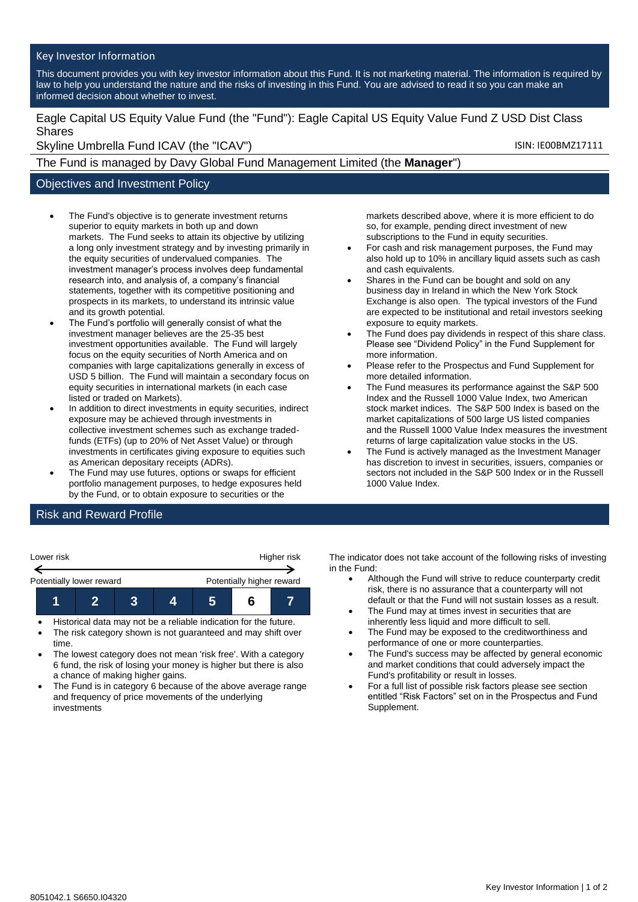## Key Investor Information

This document provides you with key investor information about this Fund. It is not marketing material. The information is required by law to help you understand the nature and the risks of investing in this Fund. You are advised to read it so you can make an informed decision about whether to invest.

# Eagle Capital US Equity Value Fund (the "Fund"): Eagle Capital US Equity Value Fund Z USD Dist Class Shares

Skyline Umbrella Fund ICAV (the "ICAV")

ISIN: IE00BMZ17111

The Fund is managed by Davy Global Fund Management Limited (the **Manager**")

## Objectives and Investment Policy

- The Fund's objective is to generate investment returns superior to equity markets in both up and down markets. The Fund seeks to attain its objective by utilizing a long only investment strategy and by investing primarily in the equity securities of undervalued companies. The investment manager's process involves deep fundamental research into, and analysis of, a company's financial statements, together with its competitive positioning and prospects in its markets, to understand its intrinsic value and its growth potential.
- The Fund's portfolio will generally consist of what the investment manager believes are the 25-35 best investment opportunities available. The Fund will largely focus on the equity securities of North America and on companies with large capitalizations generally in excess of USD 5 billion. The Fund will maintain a secondary focus on equity securities in international markets (in each case listed or traded on Markets).
- In addition to direct investments in equity securities, indirect exposure may be achieved through investments in collective investment schemes such as exchange traded-funds (ETFs) (up to 20% of Net Asset Value) or through investments in certificates giving exposure to equities such as American depositary receipts (ADRs).
- The Fund may use futures, options or swaps for efficient portfolio management purposes, to hedge exposures held by the Fund, or to obtain exposure to securities or the markets described above, where it is more efficient to do so, for example, pending direct investment of new subscriptions to the Fund in equity securities.
- For cash and risk management purposes, the Fund may also hold up to 10% in ancillary liquid assets such as cash and cash equivalents.
- Shares in the Fund can be bought and sold on any business day in Ireland in which the New York Stock Exchange is also open. The typical investors of the Fund are expected to be institutional and retail investors seeking exposure to equity markets.
- The Fund does pay dividends in respect of this share class. Please see "Dividend Policy" in the Fund Supplement for more information.
- Please refer to the Prospectus and Fund Supplement for more detailed information.
- The Fund measures its performance against the S&P 500 Index and the Russell 1000 Value Index, two American stock market indices. The S&P 500 Index is based on the market capitalizations of 500 large US listed companies and the Russell 1000 Value Index measures the investment returns of large capitalization value stocks in the US.
- The Fund is actively managed as the Investment Manager has discretion to invest in securities, issuers, companies or sectors not included in the S&P 500 Index or in the Russell 1000 Value Index.

## Risk and Reward Profile

| Lower risk | | | | | | Higher risk |
|---|---|---|---|---|---|---|
| Potentially lower reward | | | | | | Potentially higher reward |
| 1 | 2 | 3 | 4 | 5 | **6** | 7 |

- Historical data may not be a reliable indication for the future.
- The risk category shown is not guaranteed and may shift over time.
- The lowest category does not mean 'risk free'. With a category 6 fund, the risk of losing your money is higher but there is also a chance of making higher gains.
- The Fund is in category 6 because of the above average range and frequency of price movements of the underlying investments

The indicator does not take account of the following risks of investing in the Fund:

- Although the Fund will strive to reduce counterparty credit risk, there is no assurance that a counterparty will not default or that the Fund will not sustain losses as a result.
- The Fund may at times invest in securities that are inherently less liquid and more difficult to sell.
- The Fund may be exposed to the creditworthiness and performance of one or more counterparties.
- The Fund's success may be affected by general economic and market conditions that could adversely impact the Fund's profitability or result in losses.
- For a full list of possible risk factors please see section entitled "Risk Factors" set on in the Prospectus and Fund Supplement.

8051042.1 S6650.I04320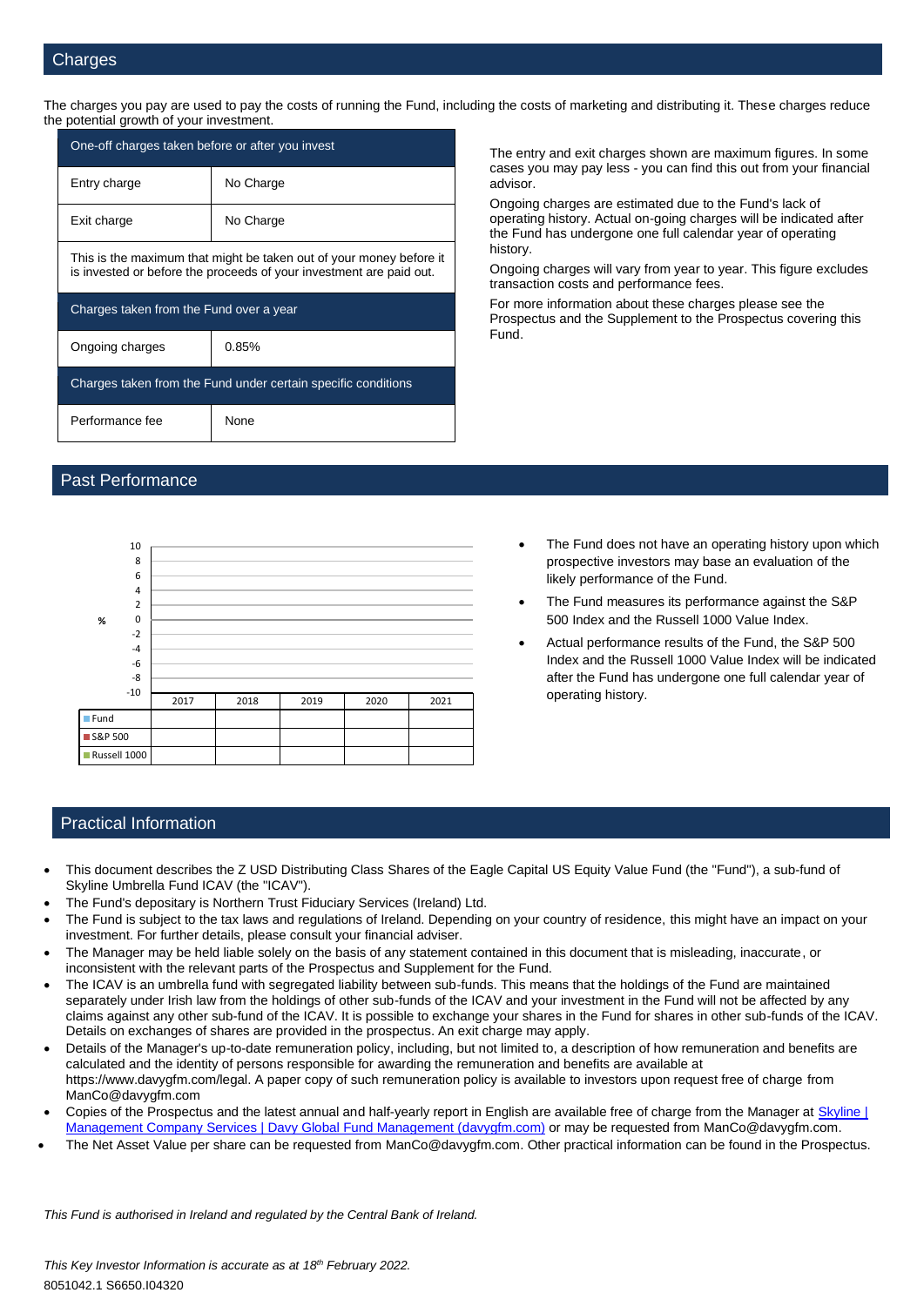## Charges

The charges you pay are used to pay the costs of running the Fund, including the costs of marketing and distributing it. These charges reduce the potential growth of your investment.

| One-off charges taken before or after you invest | |
|---|---|
| Entry charge | No Charge |
| Exit charge | No Charge |
| This is the maximum that might be taken out of your money before it is invested or before the proceeds of your investment are paid out. | |
| **Charges taken from the Fund over a year** | |
| Ongoing charges | 0.85% |
| **Charges taken from the Fund under certain specific conditions** | |
| Performance fee | None |

The entry and exit charges shown are maximum figures. In some cases you may pay less - you can find this out from your financial advisor.

Ongoing charges are estimated due to the Fund's lack of operating history. Actual on-going charges will be indicated after the Fund has undergone one full calendar year of operating history.

Ongoing charges will vary from year to year. This figure excludes transaction costs and performance fees.

For more information about these charges please see the Prospectus and the Supplement to the Prospectus covering this Fund.

## Past Performance

%

10
8
6
4
2
0
-2
-4
-6
-8
-10

2017 2018 2019 2020 2021

Fund
S&P 500
Russell 1000

- The Fund does not have an operating history upon which prospective investors may base an evaluation of the likely performance of the Fund.
- The Fund measures its performance against the S&P 500 Index and the Russell 1000 Value Index.
- Actual performance results of the Fund, the S&P 500 Index and the Russell 1000 Value Index will be indicated after the Fund has undergone one full calendar year of operating history.

## Practical Information

- This document describes the Z USD Distributing Class Shares of the Eagle Capital US Equity Value Fund (the "Fund"), a sub-fund of Skyline Umbrella Fund ICAV (the "ICAV").
- The Fund's depositary is Northern Trust Fiduciary Services (Ireland) Ltd.
- The Fund is subject to the tax laws and regulations of Ireland. Depending on your country of residence, this might have an impact on your investment. For further details, please consult your financial adviser.
- The Manager may be held liable solely on the basis of any statement contained in this document that is misleading, inaccurate, or inconsistent with the relevant parts of the Prospectus and Supplement for the Fund.
- The ICAV is an umbrella fund with segregated liability between sub-funds. This means that the holdings of the Fund are maintained separately under Irish law from the holdings of other sub-funds of the ICAV and your investment in the Fund will not be affected by any claims against any other sub-fund of the ICAV. It is possible to exchange your shares in the Fund for shares in other sub-funds of the ICAV. Details on exchanges of shares are provided in the prospectus. An exit charge may apply.
- Details of the Manager's up-to-date remuneration policy, including, but not limited to, a description of how remuneration and benefits are calculated and the identity of persons responsible for awarding the remuneration and benefits are available at https://www.davygfm.com/legal. A paper copy of such remuneration policy is available to investors upon request free of charge from ManCo@davygfm.com
- Copies of the Prospectus and the latest annual and half-yearly report in English are available free of charge from the Manager at Skyline | Management Company Services | Davy Global Fund Management (davygfm.com) or may be requested from ManCo@davygfm.com.
- The Net Asset Value per share can be requested from ManCo@davygfm.com. Other practical information can be found in the Prospectus.

*This Fund is authorised in Ireland and regulated by the Central Bank of Ireland.*

*This Key Investor Information is accurate as at 18th February 2022.*

8051042.1 S6650.I04320